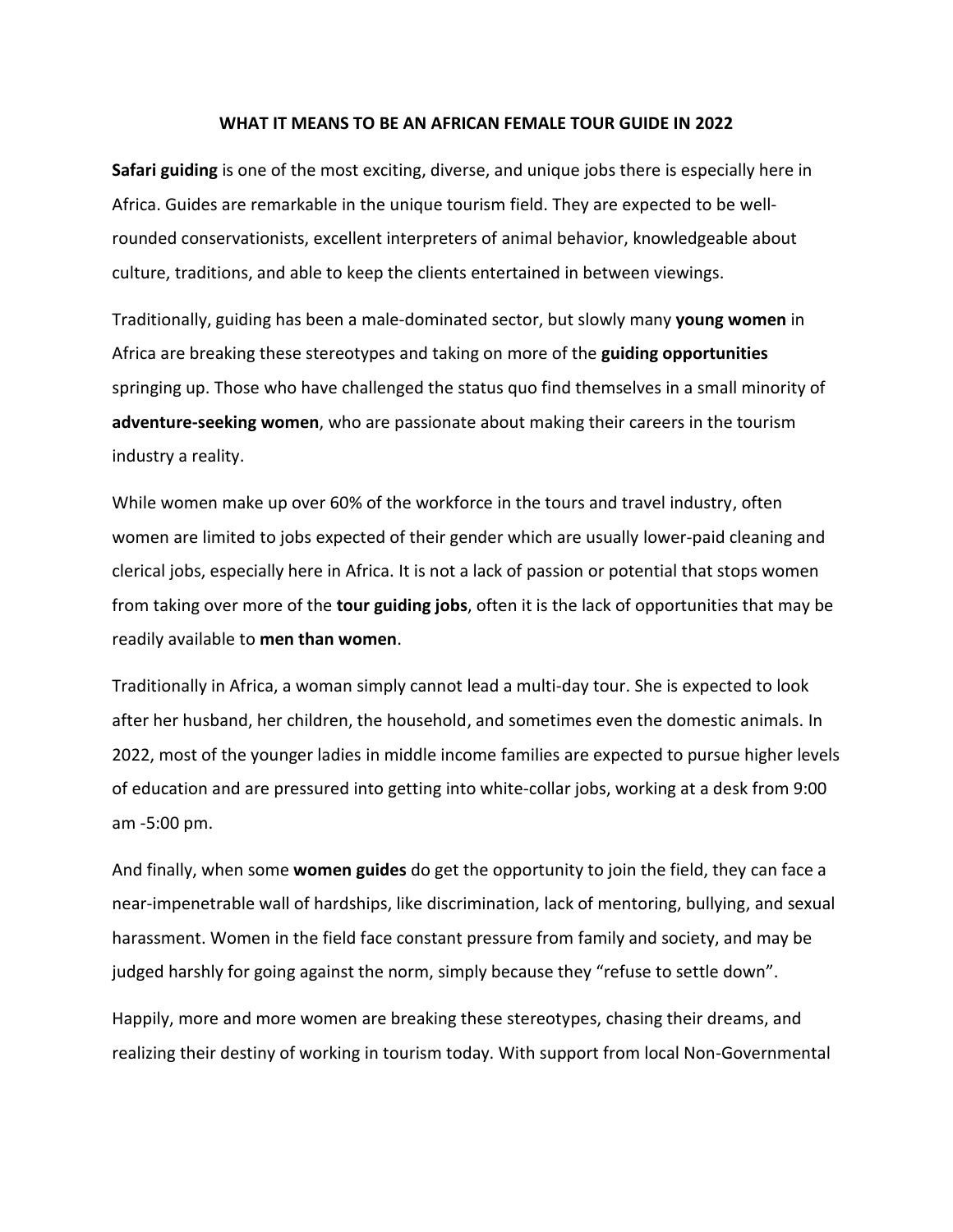# WHAT IT MEANS TO BE AN AFRICAN FEMALE TOUR GUIDE IN 2022

**Safari guiding** is one of the most exciting, diverse, and unique jobs there is especially here in Africa. Guides are remarkable in the unique tourism field. They are expected to be well-rounded conservationists, excellent interpreters of animal behavior, knowledgeable about culture, traditions, and able to keep the clients entertained in between viewings.

Traditionally, guiding has been a male-dominated sector, but slowly many **young women** in Africa are breaking these stereotypes and taking on more of the **guiding opportunities** springing up. Those who have challenged the status quo find themselves in a small minority of **adventure-seeking women**, who are passionate about making their careers in the tourism industry a reality.

While women make up over 60% of the workforce in the tours and travel industry, often women are limited to jobs expected of their gender which are usually lower-paid cleaning and clerical jobs, especially here in Africa. It is not a lack of passion or potential that stops women from taking over more of the **tour guiding jobs**, often it is the lack of opportunities that may be readily available to **men than women**.

Traditionally in Africa, a woman simply cannot lead a multi-day tour. She is expected to look after her husband, her children, the household, and sometimes even the domestic animals. In 2022, most of the younger ladies in middle income families are expected to pursue higher levels of education and are pressured into getting into white-collar jobs, working at a desk from 9:00 am -5:00 pm.

And finally, when some **women guides** do get the opportunity to join the field, they can face a near-impenetrable wall of hardships, like discrimination, lack of mentoring, bullying, and sexual harassment. Women in the field face constant pressure from family and society, and may be judged harshly for going against the norm, simply because they "refuse to settle down".

Happily, more and more women are breaking these stereotypes, chasing their dreams, and realizing their destiny of working in tourism today. With support from local Non-Governmental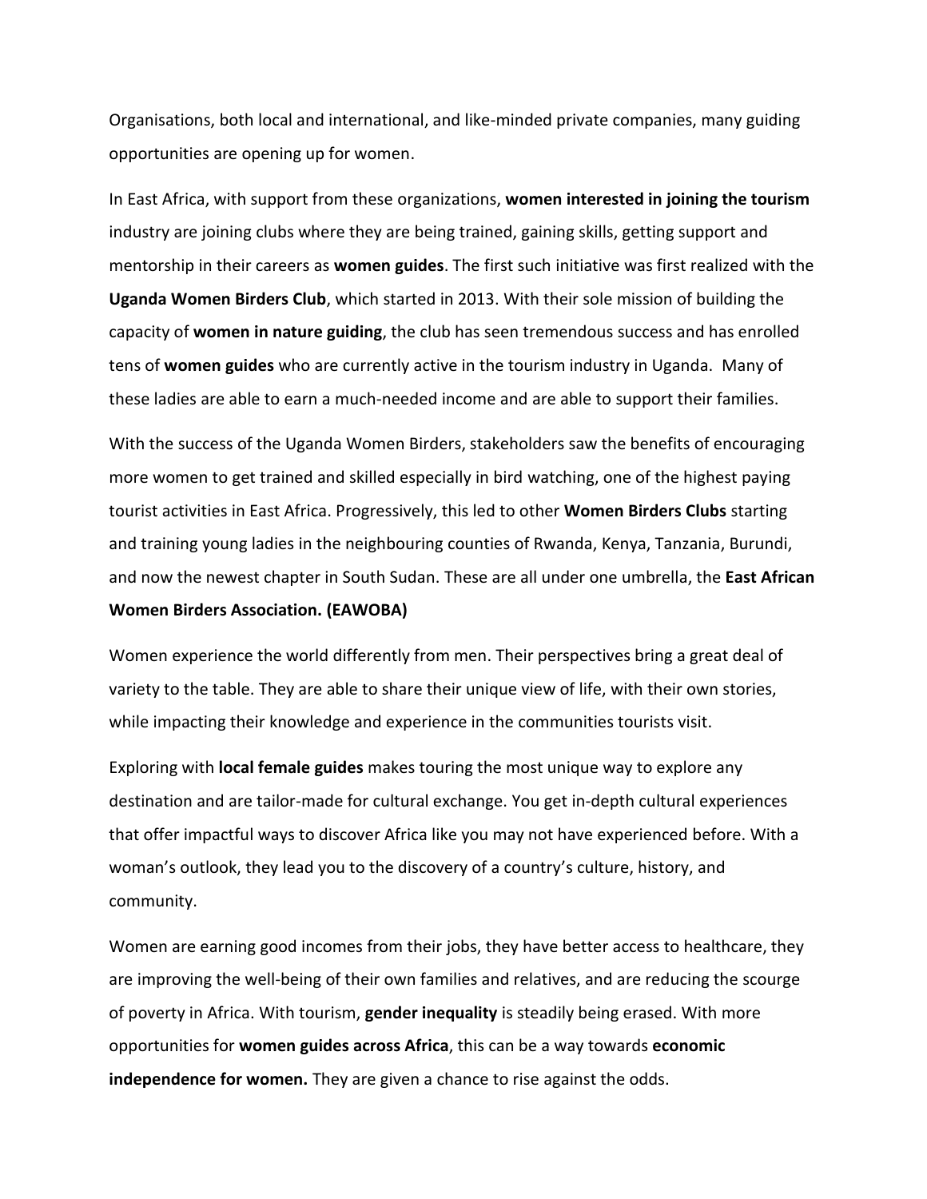Organisations, both local and international, and like-minded private companies, many guiding opportunities are opening up for women.

In East Africa, with support from these organizations, **women interested in joining the tourism** industry are joining clubs where they are being trained, gaining skills, getting support and mentorship in their careers as **women guides**. The first such initiative was first realized with the **Uganda Women Birders Club**, which started in 2013. With their sole mission of building the capacity of **women in nature guiding**, the club has seen tremendous success and has enrolled tens of **women guides** who are currently active in the tourism industry in Uganda. Many of these ladies are able to earn a much-needed income and are able to support their families.

With the success of the Uganda Women Birders, stakeholders saw the benefits of encouraging more women to get trained and skilled especially in bird watching, one of the highest paying tourist activities in East Africa. Progressively, this led to other **Women Birders Clubs** starting and training young ladies in the neighbouring counties of Rwanda, Kenya, Tanzania, Burundi, and now the newest chapter in South Sudan. These are all under one umbrella, the **East African Women Birders Association. (EAWOBA)**

Women experience the world differently from men. Their perspectives bring a great deal of variety to the table. They are able to share their unique view of life, with their own stories, while impacting their knowledge and experience in the communities tourists visit.

Exploring with **local female guides** makes touring the most unique way to explore any destination and are tailor-made for cultural exchange. You get in-depth cultural experiences that offer impactful ways to discover Africa like you may not have experienced before. With a woman's outlook, they lead you to the discovery of a country's culture, history, and community.

Women are earning good incomes from their jobs, they have better access to healthcare, they are improving the well-being of their own families and relatives, and are reducing the scourge of poverty in Africa. With tourism, **gender inequality** is steadily being erased. With more opportunities for **women guides across Africa**, this can be a way towards **economic independence for women.** They are given a chance to rise against the odds.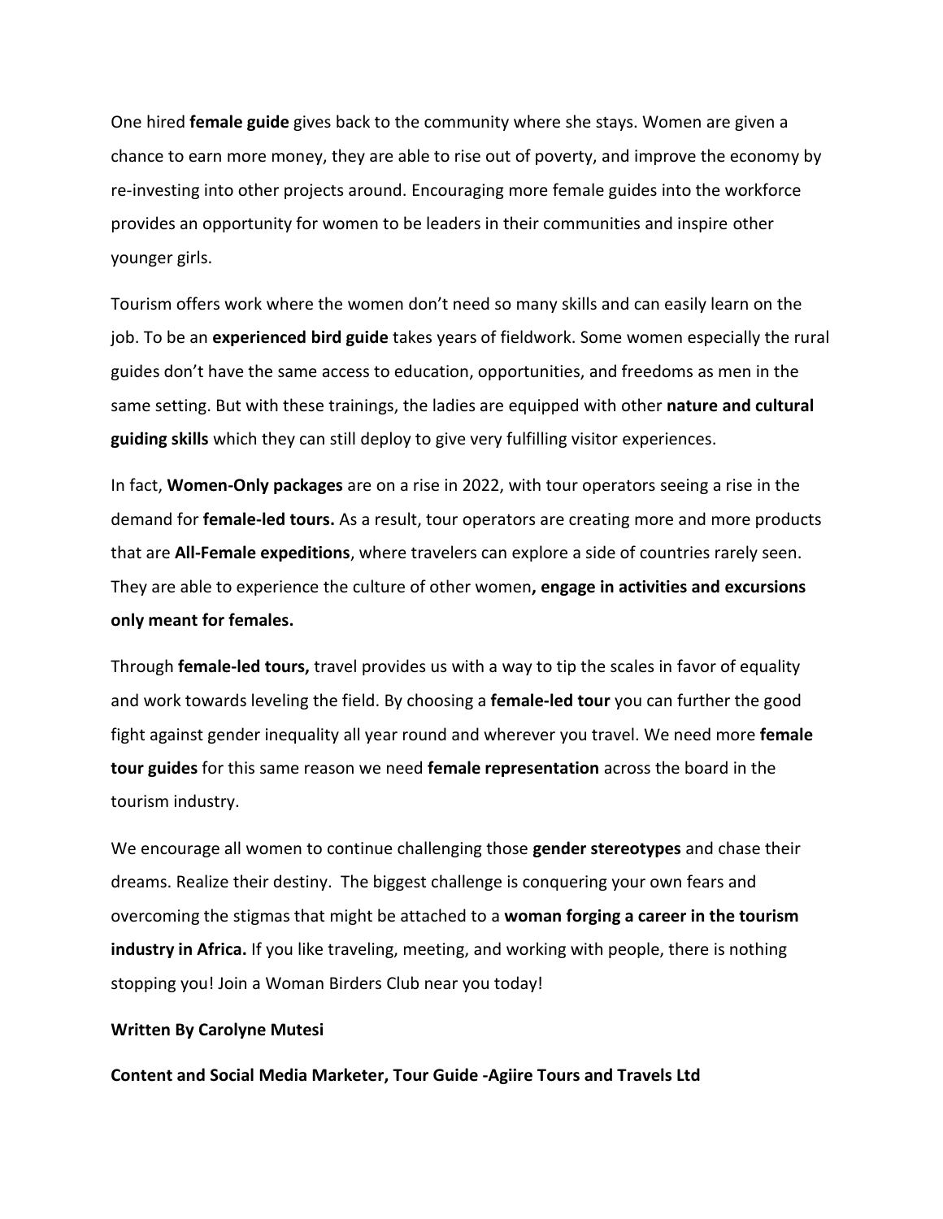One hired **female guide** gives back to the community where she stays. Women are given a chance to earn more money, they are able to rise out of poverty, and improve the economy by re-investing into other projects around. Encouraging more female guides into the workforce provides an opportunity for women to be leaders in their communities and inspire other younger girls.

Tourism offers work where the women don't need so many skills and can easily learn on the job. To be an **experienced bird guide** takes years of fieldwork. Some women especially the rural guides don't have the same access to education, opportunities, and freedoms as men in the same setting. But with these trainings, the ladies are equipped with other **nature and cultural guiding skills** which they can still deploy to give very fulfilling visitor experiences.

In fact, **Women-Only packages** are on a rise in 2022, with tour operators seeing a rise in the demand for **female-led tours.** As a result, tour operators are creating more and more products that are **All-Female expeditions**, where travelers can explore a side of countries rarely seen. They are able to experience the culture of other women**, engage in activities and excursions only meant for females.**

Through **female-led tours,** travel provides us with a way to tip the scales in favor of equality and work towards leveling the field. By choosing a **female-led tour** you can further the good fight against gender inequality all year round and wherever you travel. We need more **female tour guides** for this same reason we need **female representation** across the board in the tourism industry.

We encourage all women to continue challenging those **gender stereotypes** and chase their dreams. Realize their destiny. The biggest challenge is conquering your own fears and overcoming the stigmas that might be attached to a **woman forging a career in the tourism industry in Africa.** If you like traveling, meeting, and working with people, there is nothing stopping you! Join a Woman Birders Club near you today!

**Written By Carolyne Mutesi**

**Content and Social Media Marketer, Tour Guide -Agiire Tours and Travels Ltd**